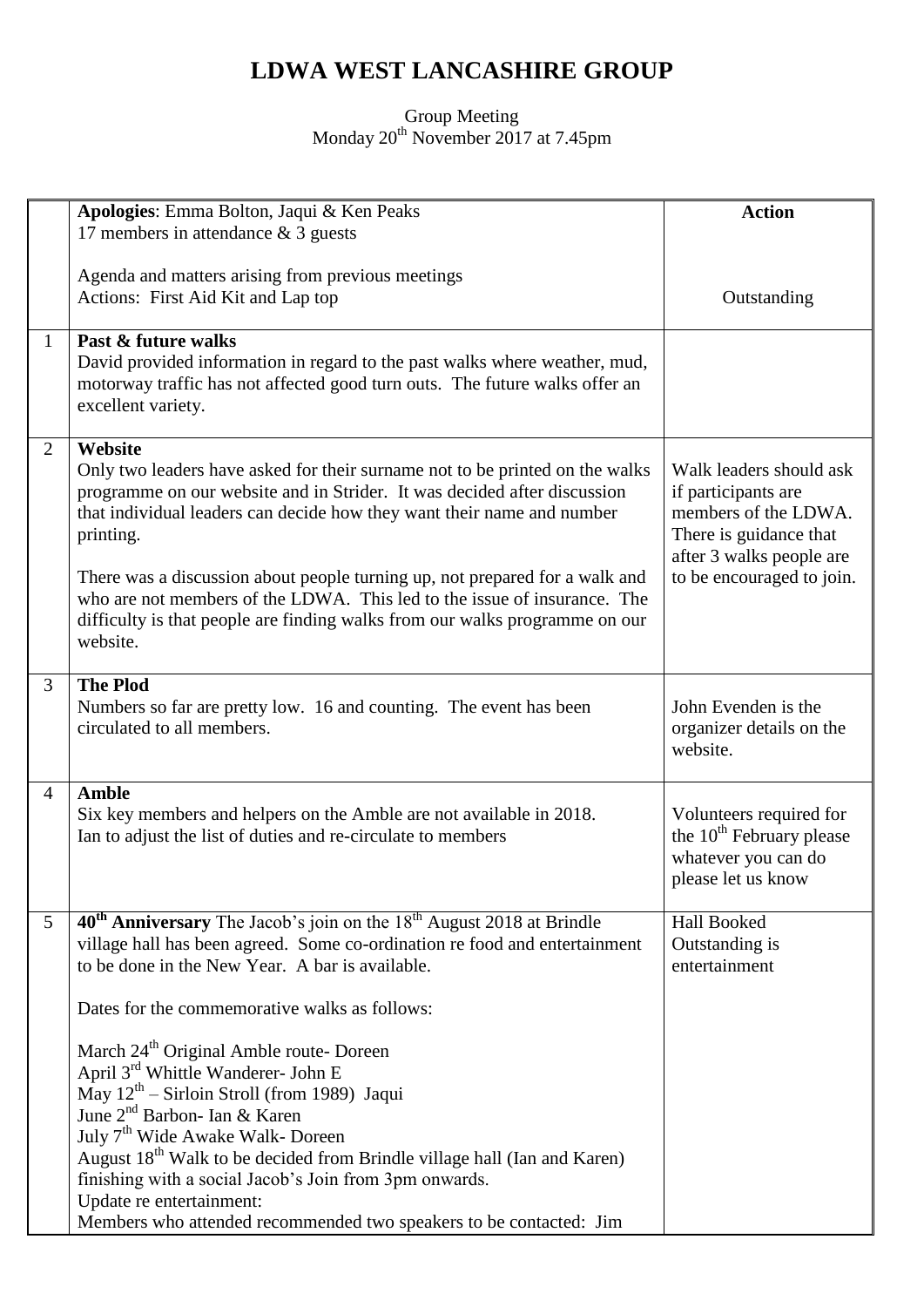# LDWA WEST LANCASHIRE GROUP

Group Meeting
Monday 20th November 2017 at 7.45pm

| | | **Action** |
|---|---|---|
| | **Apologies**: Emma Bolton, Jaqui & Ken Peaks<br>17 members in attendance & 3 guests<br><br>Agenda and matters arising from previous meetings<br>Actions: First Aid Kit and Lap top | <br><br><br>Outstanding |
| 1 | **Past & future walks**<br>David provided information in regard to the past walks where weather, mud, motorway traffic has not affected good turn outs. The future walks offer an excellent variety. | |
| 2 | **Website**<br>Only two leaders have asked for their surname not to be printed on the walks programme on our website and in Strider. It was decided after discussion that individual leaders can decide how they want their name and number printing.<br><br>There was a discussion about people turning up, not prepared for a walk and who are not members of the LDWA. This led to the issue of insurance. The difficulty is that people are finding walks from our walks programme on our website. | Walk leaders should ask if participants are members of the LDWA. There is guidance that after 3 walks people are to be encouraged to join. |
| 3 | **The Plod**<br>Numbers so far are pretty low. 16 and counting. The event has been circulated to all members. | John Evenden is the organizer details on the website. |
| 4 | **Amble**<br>Six key members and helpers on the Amble are not available in 2018.<br>Ian to adjust the list of duties and re-circulate to members | Volunteers required for the 10th February please whatever you can do please let us know |
| 5 | **40th Anniversary** The Jacob's join on the 18th August 2018 at Brindle village hall has been agreed. Some co-ordination re food and entertainment to be done in the New Year. A bar is available.<br><br>Dates for the commemorative walks as follows:<br><br>March 24th Original Amble route- Doreen<br>April 3rd Whittle Wanderer- John E<br>May 12th – Sirloin Stroll (from 1989) Jaqui<br>June 2nd Barbon- Ian & Karen<br>July 7th Wide Awake Walk- Doreen<br>August 18th Walk to be decided from Brindle village hall (Ian and Karen) finishing with a social Jacob's Join from 3pm onwards.<br>Update re entertainment:<br>Members who attended recommended two speakers to be contacted: Jim | Hall Booked<br>Outstanding is entertainment |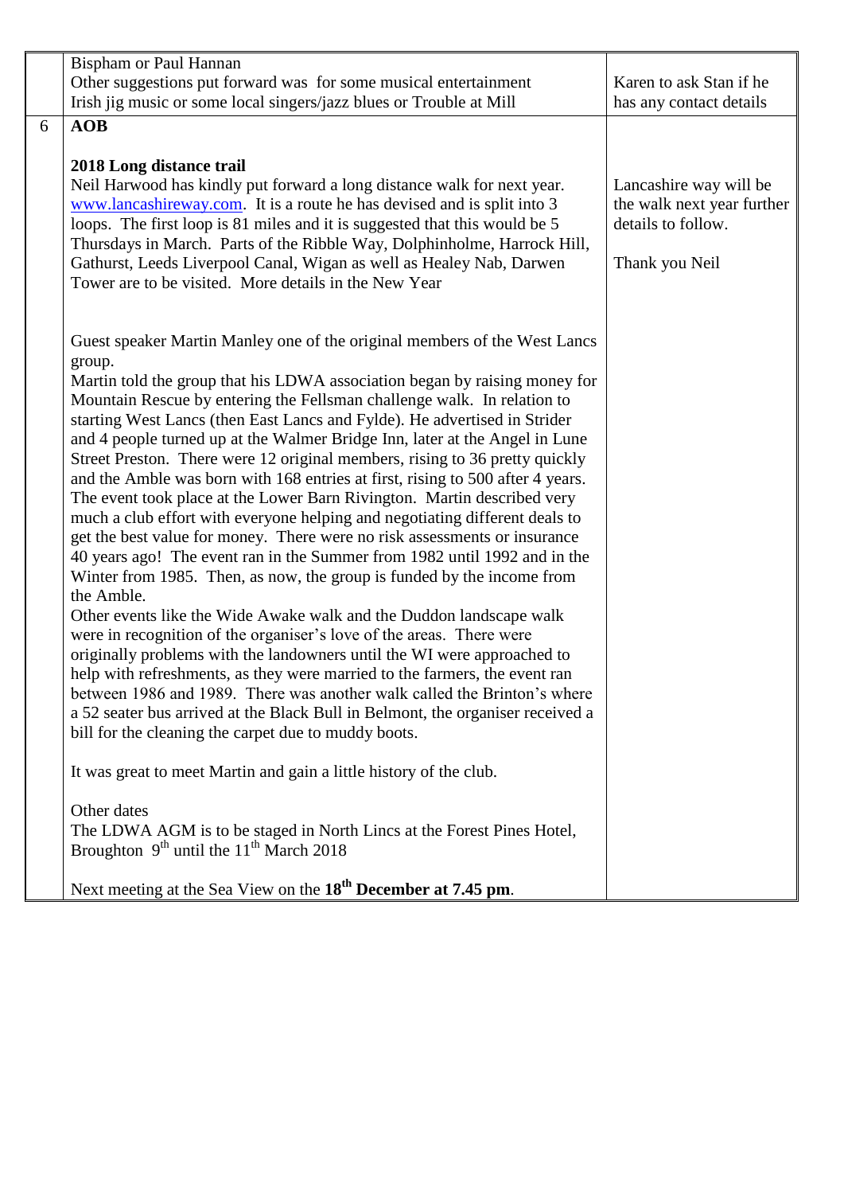| | | |
|---|---|---|
| | Bispham or Paul Hannan<br>Other suggestions put forward was for some musical entertainment Irish jig music or some local singers/jazz blues or Trouble at Mill | Karen to ask Stan if he has any contact details |
| 6 | **AOB**<br><br>**2018 Long distance trail**<br>Neil Harwood has kindly put forward a long distance walk for next year. www.lancashireway.com. It is a route he has devised and is split into 3 loops. The first loop is 81 miles and it is suggested that this would be 5 Thursdays in March. Parts of the Ribble Way, Dolphinholme, Harrock Hill, Gathurst, Leeds Liverpool Canal, Wigan as well as Healey Nab, Darwen Tower are to be visited. More details in the New Year<br><br>Guest speaker Martin Manley one of the original members of the West Lancs group.<br>Martin told the group that his LDWA association began by raising money for Mountain Rescue by entering the Fellsman challenge walk. In relation to starting West Lancs (then East Lancs and Fylde). He advertised in Strider and 4 people turned up at the Walmer Bridge Inn, later at the Angel in Lune Street Preston. There were 12 original members, rising to 36 pretty quickly and the Amble was born with 168 entries at first, rising to 500 after 4 years. The event took place at the Lower Barn Rivington. Martin described very much a club effort with everyone helping and negotiating different deals to get the best value for money. There were no risk assessments or insurance 40 years ago! The event ran in the Summer from 1982 until 1992 and in the Winter from 1985. Then, as now, the group is funded by the income from the Amble.<br>Other events like the Wide Awake walk and the Duddon landscape walk were in recognition of the organiser's love of the areas. There were originally problems with the landowners until the WI were approached to help with refreshments, as they were married to the farmers, the event ran between 1986 and 1989. There was another walk called the Brinton's where a 52 seater bus arrived at the Black Bull in Belmont, the organiser received a bill for the cleaning the carpet due to muddy boots.<br><br>It was great to meet Martin and gain a little history of the club.<br><br>Other dates<br>The LDWA AGM is to be staged in North Lincs at the Forest Pines Hotel, Broughton 9th until the 11th March 2018<br><br>Next meeting at the Sea View on the **18th December at 7.45 pm**. | Lancashire way will be the walk next year further details to follow.<br><br>Thank you Neil |